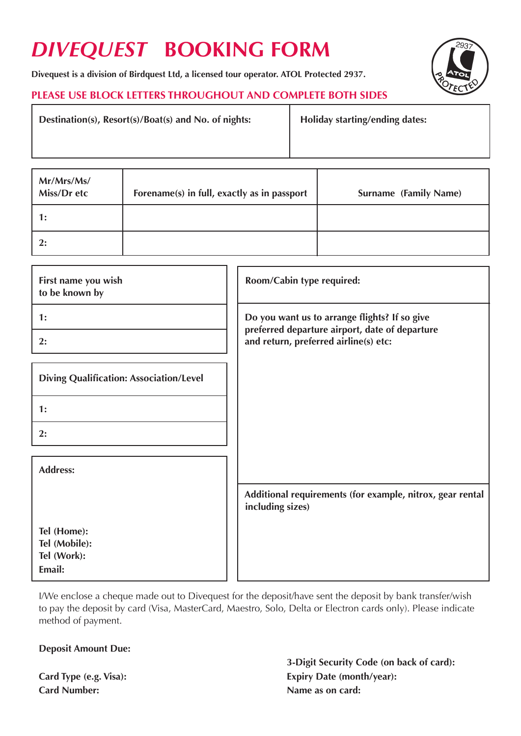# *DIVEQUEST* BOOKING FORM

**Divequest is a division of Birdquest Ltd, a licensed tour operator. ATOL Protected 2937.**

2937 ATOL PROTECTED

**PLEASE USE BLOCK LETTERS THROUGHOUT AND COMPLETE BOTH SIDES**

| Destination(s), Resort(s)/Boat(s) and No. of nights: | Holiday starting/ending dates: |
|---|---|
| | |

| Mr/Mrs/Ms/ Miss/Dr etc | Forename(s) in full, exactly as in passport | Surname (Family Name) |
|---|---|---|
| 1: | | |
| 2: | | |

| First name you wish to be known by |
|---|
| 1: |
| 2: |

| Diving Qualification: Association/Level |
|---|
| 1: |
| 2: |

**Address:**

**Tel (Home):**
**Tel (Mobile):**
**Tel (Work):**
**Email:**

**Room/Cabin type required:**

**Do you want us to arrange flights? If so give preferred departure airport, date of departure and return, preferred airline(s) etc:**

**Additional requirements (for example, nitrox, gear rental including sizes)**

I/We enclose a cheque made out to Divequest for the deposit/have sent the deposit by bank transfer/wish to pay the deposit by card (Visa, MasterCard, Maestro, Solo, Delta or Electron cards only). Please indicate method of payment.

**Deposit Amount Due:**

**Card Type (e.g. Visa):**
**Card Number:**

**3-Digit Security Code (on back of card):**
**Expiry Date (month/year):**
**Name as on card:**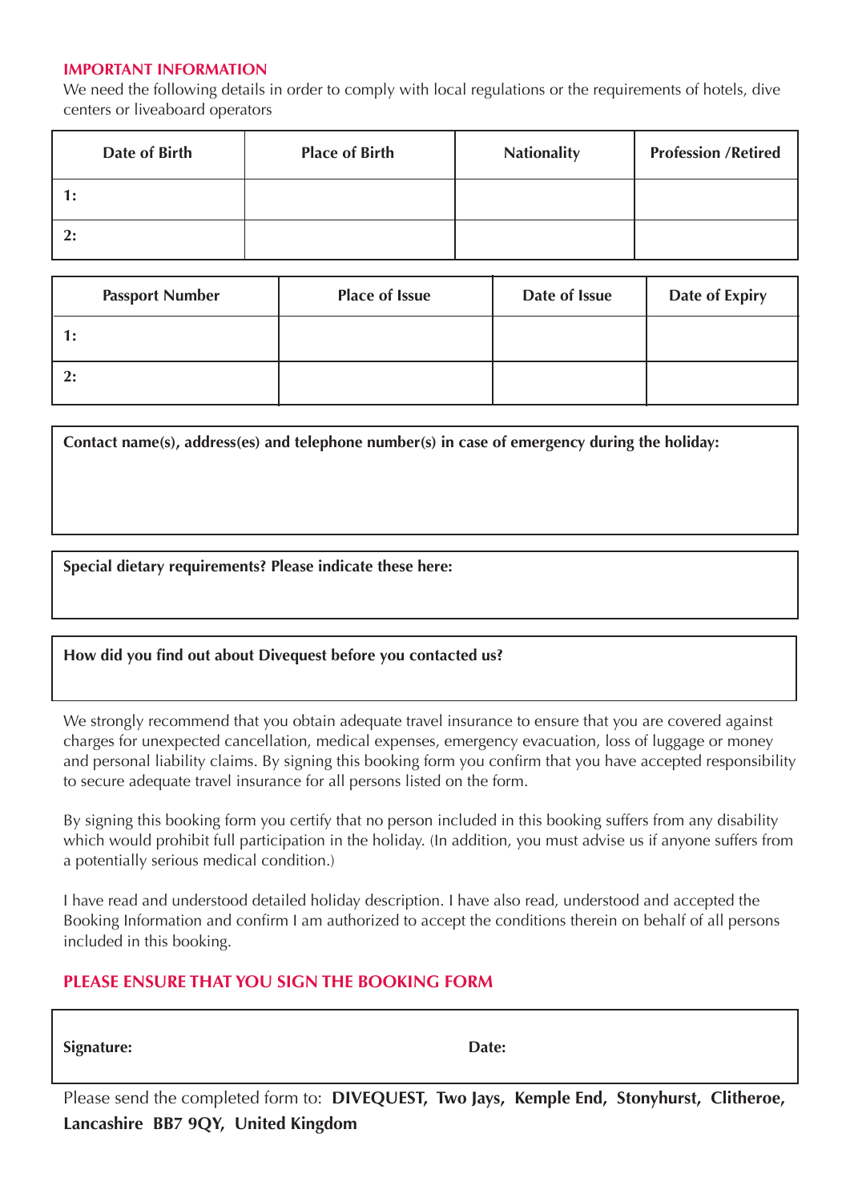**IMPORTANT INFORMATION**

We need the following details in order to comply with local regulations or the requirements of hotels, dive centers or liveaboard operators

| Date of Birth | Place of Birth | Nationality | Profession /Retired |
|---|---|---|---|
| 1: | | | |
| 2: | | | |

| Passport Number | Place of Issue | Date of Issue | Date of Expiry |
|---|---|---|---|
| 1: | | | |
| 2: | | | |

**Contact name(s), address(es) and telephone number(s) in case of emergency during the holiday:**

**Special dietary requirements? Please indicate these here:**

**How did you find out about Divequest before you contacted us?**

We strongly recommend that you obtain adequate travel insurance to ensure that you are covered against charges for unexpected cancellation, medical expenses, emergency evacuation, loss of luggage or money and personal liability claims. By signing this booking form you confirm that you have accepted responsibility to secure adequate travel insurance for all persons listed on the form.

By signing this booking form you certify that no person included in this booking suffers from any disability which would prohibit full participation in the holiday. (In addition, you must advise us if anyone suffers from a potentially serious medical condition.)

I have read and understood detailed holiday description. I have also read, understood and accepted the Booking Information and confirm I am authorized to accept the conditions therein on behalf of all persons included in this booking.

**PLEASE ENSURE THAT YOU SIGN THE BOOKING FORM**

**Signature:** **Date:**

Please send the completed form to: **DIVEQUEST, Two Jays, Kemple End, Stonyhurst, Clitheroe, Lancashire BB7 9QY, United Kingdom**